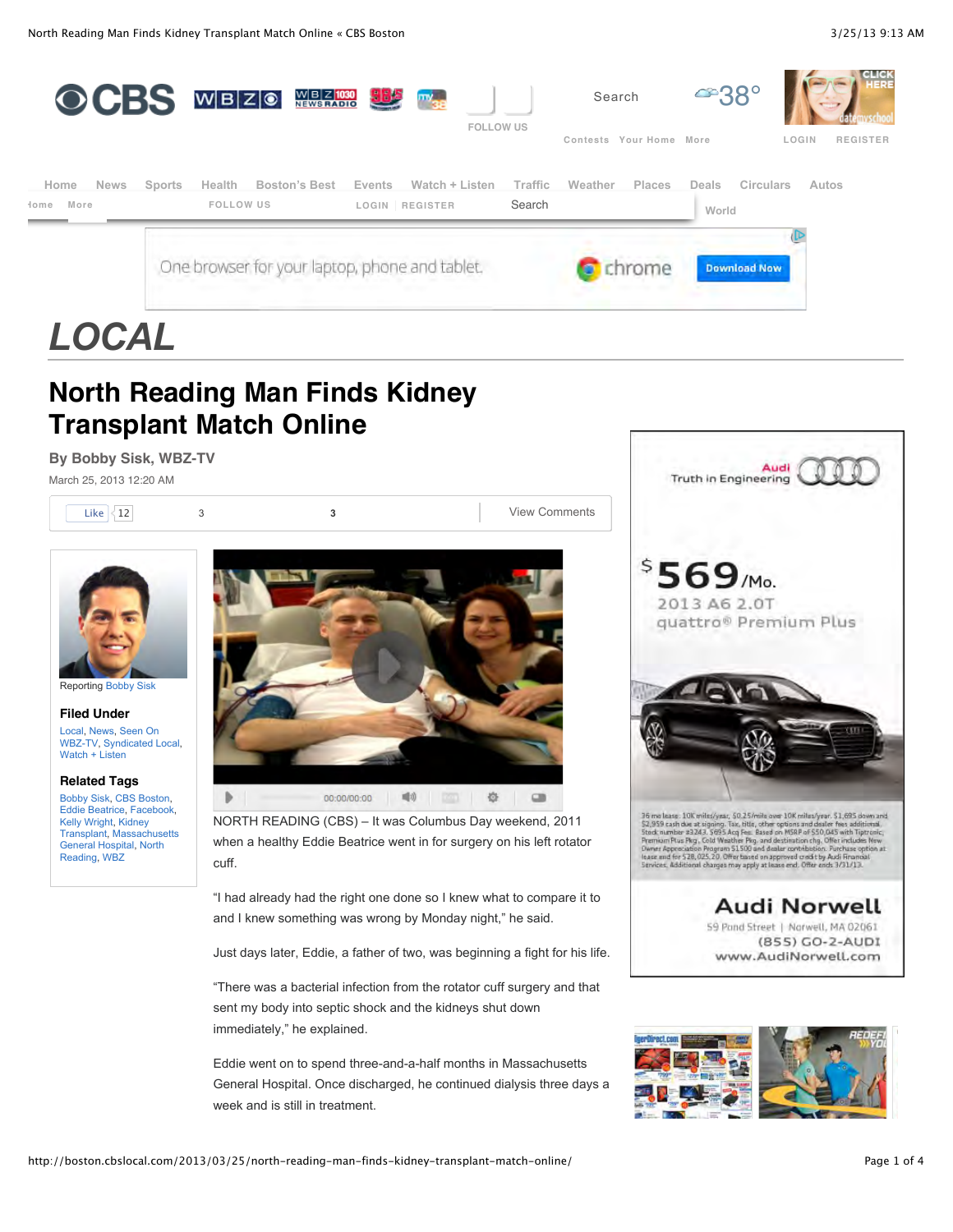# LOCAL

## North Reading Man Finds Kidney Transplant Match Online

**By Bobby Sisk, WBZ-TV**

March 25, 2013 12:20 AM

Reporting Bobby Sisk

### Filed Under

Local, News, Seen On WBZ-TV, Syndicated Local, Watch + Listen

### Related Tags

Bobby Sisk, CBS Boston, Eddie Beatrice, Facebook, Kelly Wright, Kidney Transplant, Massachusetts General Hospital, North Reading, WBZ

NORTH READING (CBS) – It was Columbus Day weekend, 2011 when a healthy Eddie Beatrice went in for surgery on his left rotator cuff.

"I had already had the right one done so I knew what to compare it to and I knew something was wrong by Monday night," he said.

Just days later, Eddie, a father of two, was beginning a fight for his life.

"There was a bacterial infection from the rotator cuff surgery and that sent my body into septic shock and the kidneys shut down immediately," he explained.

Eddie went on to spend three-and-a-half months in Massachusetts General Hospital. Once discharged, he continued dialysis three days a week and is still in treatment.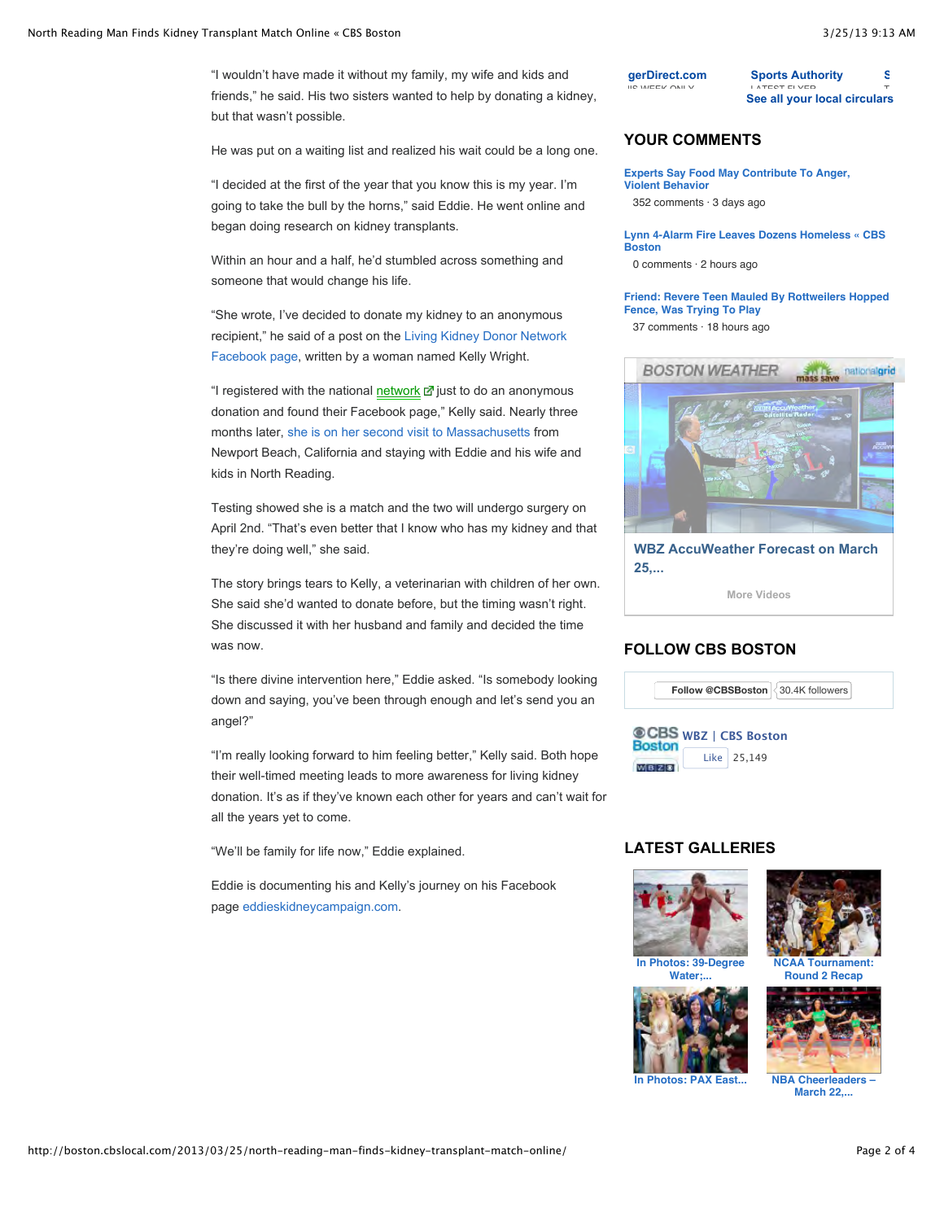"I wouldn't have made it without my family, my wife and kids and friends," he said. His two sisters wanted to help by donating a kidney, but that wasn't possible.

He was put on a waiting list and realized his wait could be a long one.

"I decided at the first of the year that you know this is my year. I'm going to take the bull by the horns," said Eddie. He went online and began doing research on kidney transplants.

Within an hour and a half, he'd stumbled across something and someone that would change his life.

"She wrote, I've decided to donate my kidney to an anonymous recipient," he said of a post on the Living Kidney Donor Network Facebook page, written by a woman named Kelly Wright.

"I registered with the national network just to do an anonymous donation and found their Facebook page," Kelly said. Nearly three months later, she is on her second visit to Massachusetts from Newport Beach, California and staying with Eddie and his wife and kids in North Reading.

Testing showed she is a match and the two will undergo surgery on April 2nd. "That's even better that I know who has my kidney and that they're doing well," she said.

The story brings tears to Kelly, a veterinarian with children of her own. She said she'd wanted to donate before, but the timing wasn't right. She discussed it with her husband and family and decided the time was now.

"Is there divine intervention here," Eddie asked. "Is somebody looking down and saying, you've been through enough and let's send you an angel?"

"I'm really looking forward to him feeling better," Kelly said. Both hope their well-timed meeting leads to more awareness for living kidney donation. It's as if they've known each other for years and can't wait for all the years yet to come.

"We'll be family for life now," Eddie explained.

Eddie is documenting his and Kelly's journey on his Facebook page eddieskidneycampaign.com.

gerDirect.com | Sports Authority

See all your local circulars

## YOUR COMMENTS

**Experts Say Food May Contribute To Anger, Violent Behavior**
352 comments · 3 days ago

**Lynn 4-Alarm Fire Leaves Dozens Homeless « CBS Boston**
0 comments · 2 hours ago

**Friend: Revere Teen Mauled By Rottweilers Hopped Fence, Was Trying To Play**
37 comments · 18 hours ago

BOSTON WEATHER

**WBZ AccuWeather Forecast on March 25,...**

More Videos

## FOLLOW CBS BOSTON

Follow @CBSBoston 30.4K followers

WBZ | CBS Boston
Like 25,149

## LATEST GALLERIES

- In Photos: 39-Degree Water;...
- NCAA Tournament: Round 2 Recap
- In Photos: PAX East...
- NBA Cheerleaders – March 22,...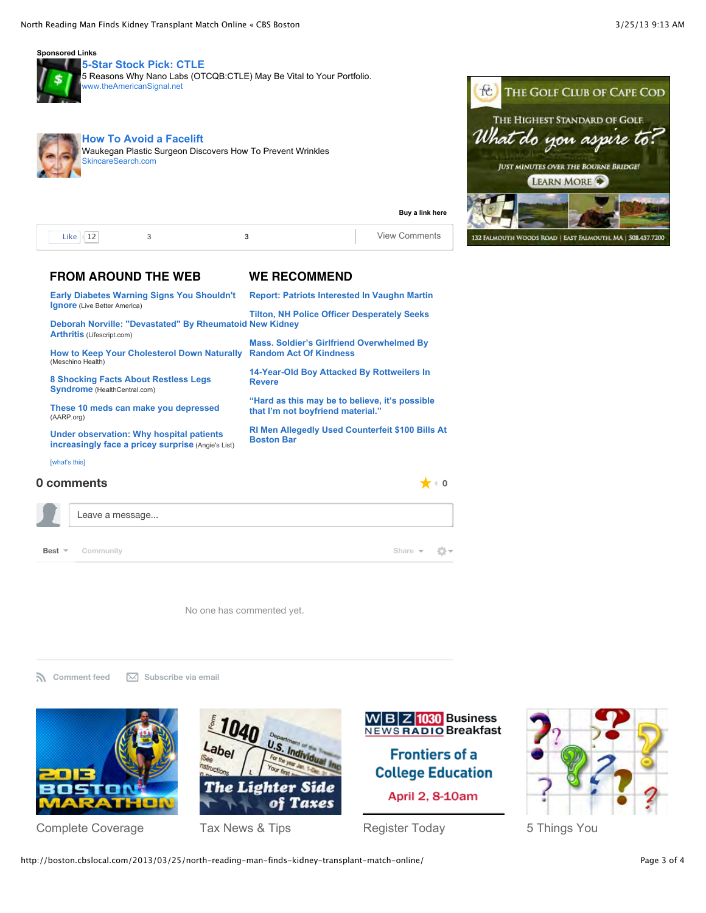**Sponsored Links**

**5-Star Stock Pick: CTLE**
5 Reasons Why Nano Labs (OTCQB:CTLE) May Be Vital to Your Portfolio.
www.theAmericanSignal.net

**How To Avoid a Facelift**
Waukegan Plastic Surgeon Discovers How To Prevent Wrinkles
SkincareSearch.com

Buy a link here

THE GOLF CLUB OF CAPE COD
THE HIGHEST STANDARD OF GOLF.
What do you aspire to?
JUST MINUTES OVER THE BOURNE BRIDGE!
LEARN MORE
132 FALMOUTH WOODS ROAD | EAST FALMOUTH, MA | 508.457.7200

Like 12 | 3 | 3 | View Comments

## FROM AROUND THE WEB

- Early Diabetes Warning Signs You Shouldn't Ignore (Live Better America)
- Deborah Norville: "Devastated" By Rheumatoid Arthritis (Lifescript.com)
- How to Keep Your Cholesterol Down Naturally (Meschino Health)
- 8 Shocking Facts About Restless Legs Syndrome (HealthCentral.com)
- These 10 meds can make you depressed (AARP.org)
- Under observation: Why hospital patients increasingly face a pricey surprise (Angie's List)

[what's this]

## WE RECOMMEND

- Report: Patriots Interested In Vaughn Martin
- Tilton, NH Police Officer Desperately Seeks New Kidney
- Mass. Soldier's Girlfriend Overwhelmed By Random Act Of Kindness
- 14-Year-Old Boy Attacked By Rottweilers In Revere
- "Hard as this may be to believe, it's possible that I'm not boyfriend material."
- RI Men Allegedly Used Counterfeit $100 Bills At Boston Bar

## 0 comments

0

Leave a message...

Best | Community | Share

No one has commented yet.

Comment feed | Subscribe via email

2013 BOSTON MARATHON — Complete Coverage

The Lighter Side of Taxes — Tax News & Tips

WBZ NEWSRADIO 1030 Business Breakfast — Frontiers of a College Education — April 2, 8-10am — Register Today

5 Things You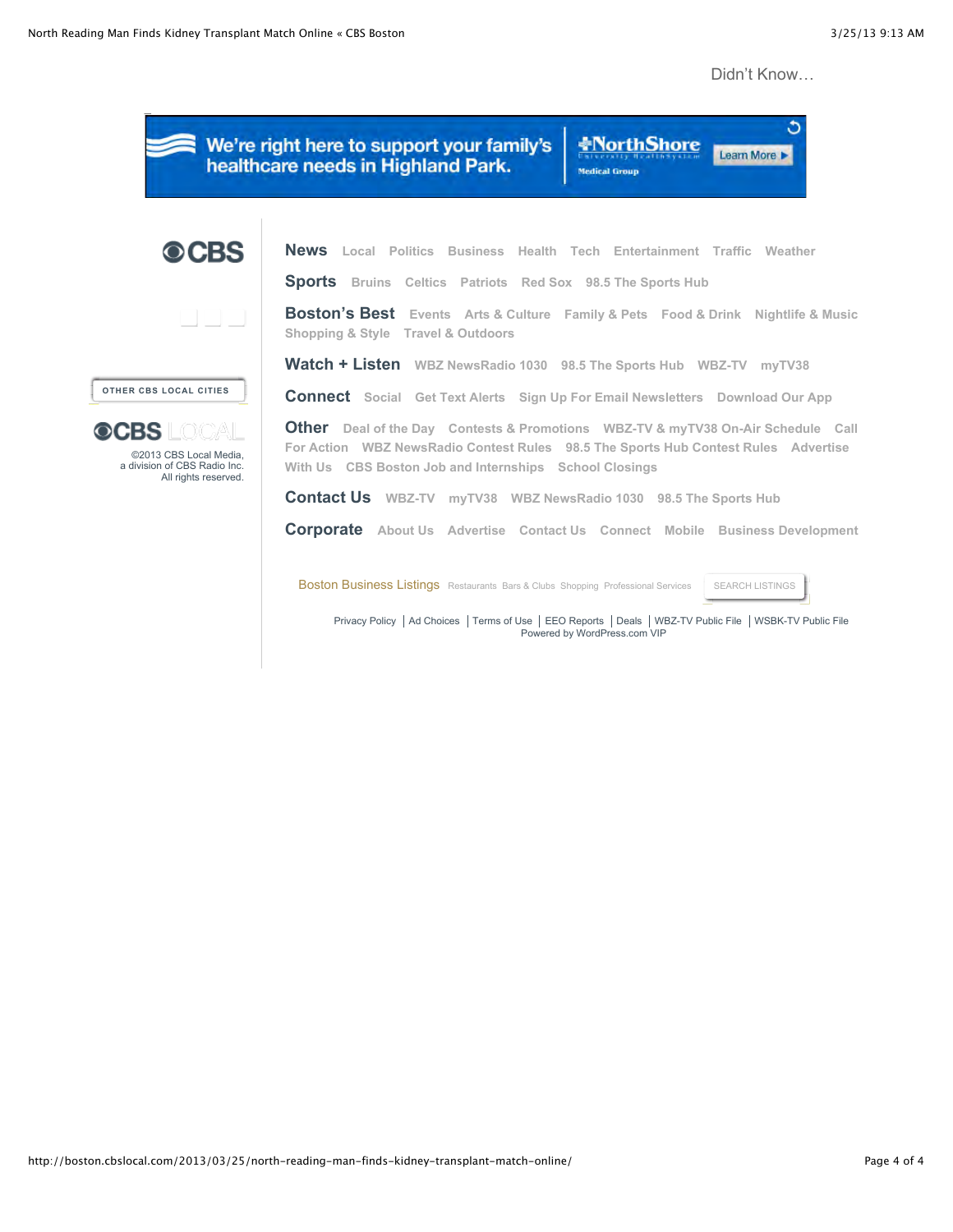Didn't Know…

We're right here to support your family's healthcare needs in Highland Park. NorthShore University HealthSystem Medical Group Learn More

CBS

OTHER CBS LOCAL CITIES

CBS LOCAL

©2013 CBS Local Media, a division of CBS Radio Inc. All rights reserved.

**News** Local Politics Business Health Tech Entertainment Traffic Weather

**Sports** Bruins Celtics Patriots Red Sox 98.5 The Sports Hub

**Boston's Best** Events Arts & Culture Family & Pets Food & Drink Nightlife & Music Shopping & Style Travel & Outdoors

**Watch + Listen** WBZ NewsRadio 1030 98.5 The Sports Hub WBZ-TV myTV38

**Connect** Social Get Text Alerts Sign Up For Email Newsletters Download Our App

**Other** Deal of the Day Contests & Promotions WBZ-TV & myTV38 On-Air Schedule Call For Action WBZ NewsRadio Contest Rules 98.5 The Sports Hub Contest Rules Advertise With Us CBS Boston Job and Internships School Closings

**Contact Us** WBZ-TV myTV38 WBZ NewsRadio 1030 98.5 The Sports Hub

**Corporate** About Us Advertise Contact Us Connect Mobile Business Development

Boston Business Listings Restaurants Bars & Clubs Shopping Professional Services SEARCH LISTINGS

Privacy Policy | Ad Choices | Terms of Use | EEO Reports | Deals | WBZ-TV Public File | WSBK-TV Public File
Powered by WordPress.com VIP